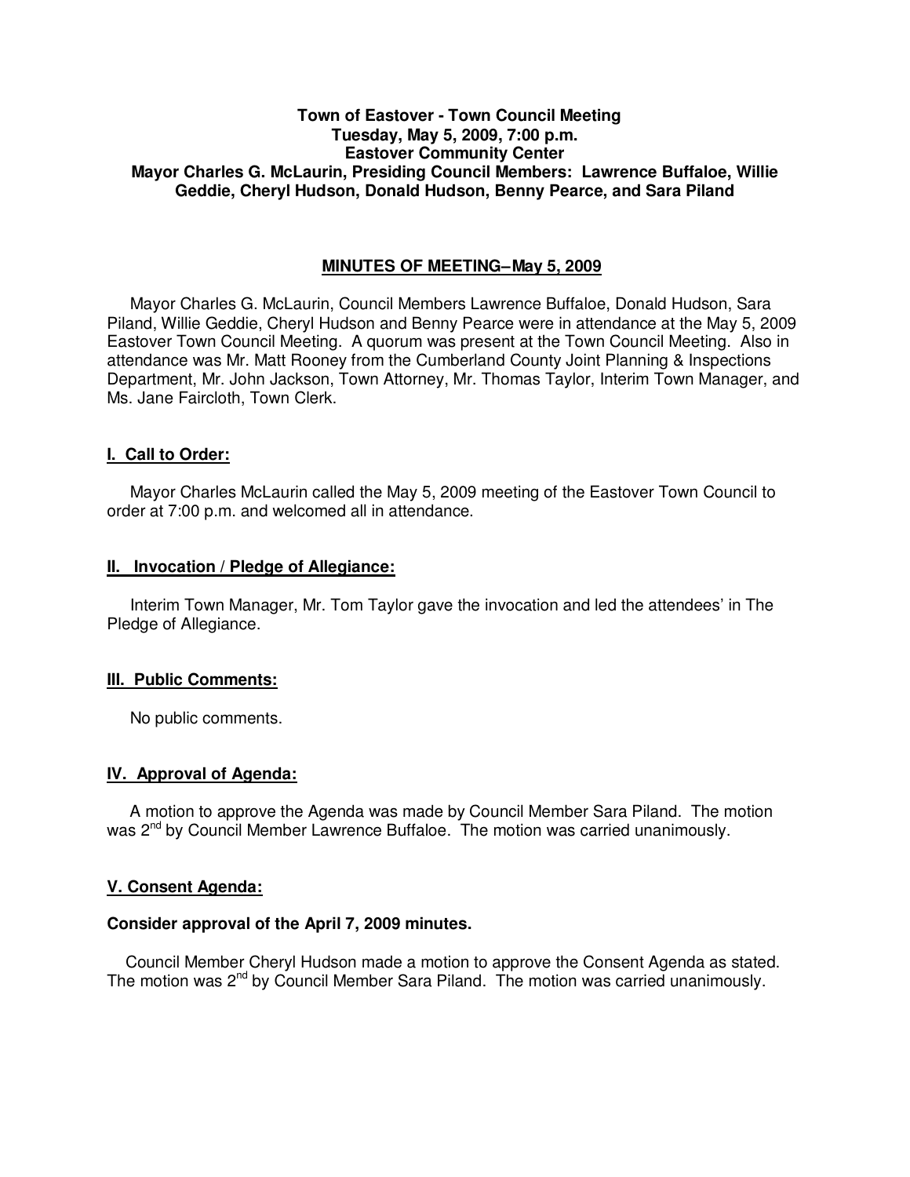**Town of Eastover - Town Council Meeting**
**Tuesday, May 5, 2009, 7:00 p.m.**
**Eastover Community Center**
**Mayor Charles G. McLaurin, Presiding Council Members: Lawrence Buffaloe, Willie Geddie, Cheryl Hudson, Donald Hudson, Benny Pearce, and Sara Piland**

## MINUTES OF MEETING–May 5, 2009

Mayor Charles G. McLaurin, Council Members Lawrence Buffaloe, Donald Hudson, Sara Piland, Willie Geddie, Cheryl Hudson and Benny Pearce were in attendance at the May 5, 2009 Eastover Town Council Meeting. A quorum was present at the Town Council Meeting. Also in attendance was Mr. Matt Rooney from the Cumberland County Joint Planning & Inspections Department, Mr. John Jackson, Town Attorney, Mr. Thomas Taylor, Interim Town Manager, and Ms. Jane Faircloth, Town Clerk.

### I. Call to Order:

Mayor Charles McLaurin called the May 5, 2009 meeting of the Eastover Town Council to order at 7:00 p.m. and welcomed all in attendance.

### II. Invocation / Pledge of Allegiance:

Interim Town Manager, Mr. Tom Taylor gave the invocation and led the attendees' in The Pledge of Allegiance.

### III. Public Comments:

No public comments.

### IV. Approval of Agenda:

A motion to approve the Agenda was made by Council Member Sara Piland. The motion was 2nd by Council Member Lawrence Buffaloe. The motion was carried unanimously.

### V. Consent Agenda:

**Consider approval of the April 7, 2009 minutes.**

Council Member Cheryl Hudson made a motion to approve the Consent Agenda as stated. The motion was 2nd by Council Member Sara Piland. The motion was carried unanimously.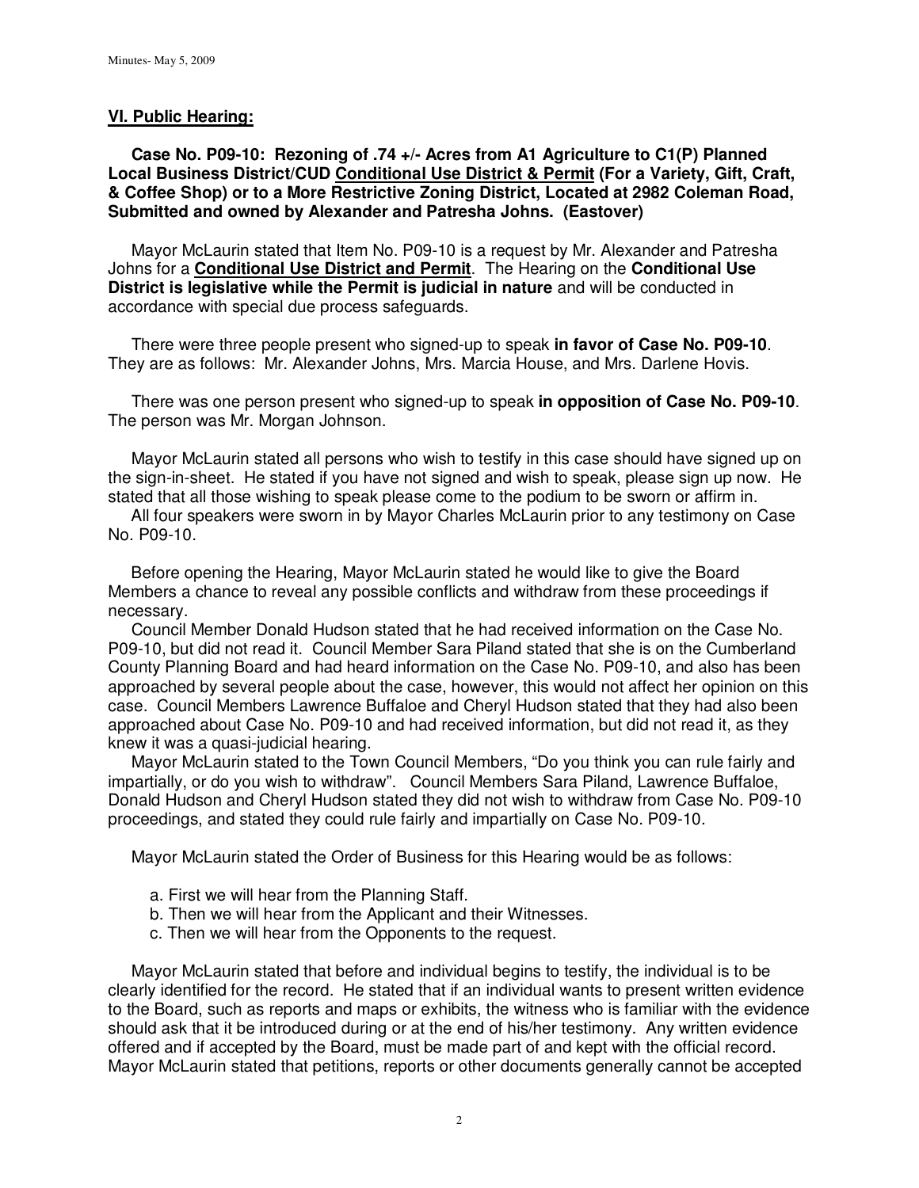## **VI. Public Hearing:**

**Case No. P09-10: Rezoning of .74 +/- Acres from A1 Agriculture to C1(P) Planned Local Business District/CUD Conditional Use District & Permit (For a Variety, Gift, Craft, & Coffee Shop) or to a More Restrictive Zoning District, Located at 2982 Coleman Road, Submitted and owned by Alexander and Patresha Johns. (Eastover)**

Mayor McLaurin stated that Item No. P09-10 is a request by Mr. Alexander and Patresha Johns for a **Conditional Use District and Permit**. The Hearing on the **Conditional Use District is legislative while the Permit is judicial in nature** and will be conducted in accordance with special due process safeguards.

There were three people present who signed-up to speak **in favor of Case No. P09-10**. They are as follows: Mr. Alexander Johns, Mrs. Marcia House, and Mrs. Darlene Hovis.

There was one person present who signed-up to speak **in opposition of Case No. P09-10**. The person was Mr. Morgan Johnson.

Mayor McLaurin stated all persons who wish to testify in this case should have signed up on the sign-in-sheet. He stated if you have not signed and wish to speak, please sign up now. He stated that all those wishing to speak please come to the podium to be sworn or affirm in.

All four speakers were sworn in by Mayor Charles McLaurin prior to any testimony on Case No. P09-10.

Before opening the Hearing, Mayor McLaurin stated he would like to give the Board Members a chance to reveal any possible conflicts and withdraw from these proceedings if necessary.

Council Member Donald Hudson stated that he had received information on the Case No. P09-10, but did not read it. Council Member Sara Piland stated that she is on the Cumberland County Planning Board and had heard information on the Case No. P09-10, and also has been approached by several people about the case, however, this would not affect her opinion on this case. Council Members Lawrence Buffaloe and Cheryl Hudson stated that they had also been approached about Case No. P09-10 and had received information, but did not read it, as they knew it was a quasi-judicial hearing.

Mayor McLaurin stated to the Town Council Members, "Do you think you can rule fairly and impartially, or do you wish to withdraw". Council Members Sara Piland, Lawrence Buffaloe, Donald Hudson and Cheryl Hudson stated they did not wish to withdraw from Case No. P09-10 proceedings, and stated they could rule fairly and impartially on Case No. P09-10.

Mayor McLaurin stated the Order of Business for this Hearing would be as follows:

a. First we will hear from the Planning Staff.
b. Then we will hear from the Applicant and their Witnesses.
c. Then we will hear from the Opponents to the request.

Mayor McLaurin stated that before and individual begins to testify, the individual is to be clearly identified for the record. He stated that if an individual wants to present written evidence to the Board, such as reports and maps or exhibits, the witness who is familiar with the evidence should ask that it be introduced during or at the end of his/her testimony. Any written evidence offered and if accepted by the Board, must be made part of and kept with the official record. Mayor McLaurin stated that petitions, reports or other documents generally cannot be accepted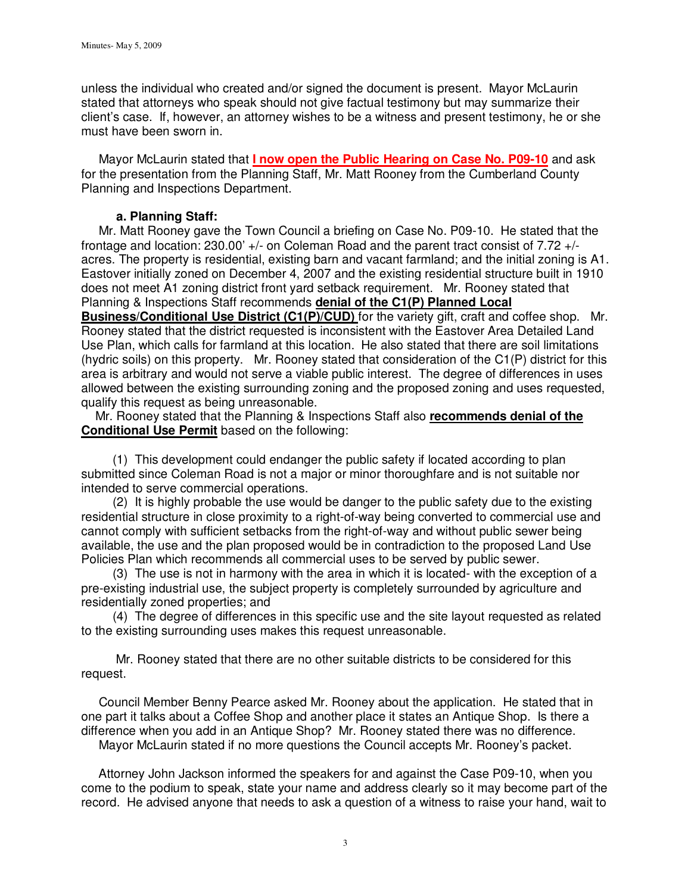unless the individual who created and/or signed the document is present. Mayor McLaurin stated that attorneys who speak should not give factual testimony but may summarize their client's case. If, however, an attorney wishes to be a witness and present testimony, he or she must have been sworn in.

Mayor McLaurin stated that **I now open the Public Hearing on Case No. P09-10** and ask for the presentation from the Planning Staff, Mr. Matt Rooney from the Cumberland County Planning and Inspections Department.

**a. Planning Staff:**

Mr. Matt Rooney gave the Town Council a briefing on Case No. P09-10. He stated that the frontage and location: 230.00' +/- on Coleman Road and the parent tract consist of 7.72 +/- acres. The property is residential, existing barn and vacant farmland; and the initial zoning is A1. Eastover initially zoned on December 4, 2007 and the existing residential structure built in 1910 does not meet A1 zoning district front yard setback requirement. Mr. Rooney stated that Planning & Inspections Staff recommends **denial of the C1(P) Planned Local Business/Conditional Use District (C1(P)/CUD)** for the variety gift, craft and coffee shop. Mr. Rooney stated that the district requested is inconsistent with the Eastover Area Detailed Land Use Plan, which calls for farmland at this location. He also stated that there are soil limitations (hydric soils) on this property. Mr. Rooney stated that consideration of the C1(P) district for this area is arbitrary and would not serve a viable public interest. The degree of differences in uses allowed between the existing surrounding zoning and the proposed zoning and uses requested, qualify this request as being unreasonable.

Mr. Rooney stated that the Planning & Inspections Staff also **recommends denial of the Conditional Use Permit** based on the following:

(1) This development could endanger the public safety if located according to plan submitted since Coleman Road is not a major or minor thoroughfare and is not suitable nor intended to serve commercial operations.

(2) It is highly probable the use would be danger to the public safety due to the existing residential structure in close proximity to a right-of-way being converted to commercial use and cannot comply with sufficient setbacks from the right-of-way and without public sewer being available, the use and the plan proposed would be in contradiction to the proposed Land Use Policies Plan which recommends all commercial uses to be served by public sewer.

(3) The use is not in harmony with the area in which it is located- with the exception of a pre-existing industrial use, the subject property is completely surrounded by agriculture and residentially zoned properties; and

(4) The degree of differences in this specific use and the site layout requested as related to the existing surrounding uses makes this request unreasonable.

Mr. Rooney stated that there are no other suitable districts to be considered for this request.

Council Member Benny Pearce asked Mr. Rooney about the application. He stated that in one part it talks about a Coffee Shop and another place it states an Antique Shop. Is there a difference when you add in an Antique Shop? Mr. Rooney stated there was no difference.

Mayor McLaurin stated if no more questions the Council accepts Mr. Rooney's packet.

Attorney John Jackson informed the speakers for and against the Case P09-10, when you come to the podium to speak, state your name and address clearly so it may become part of the record. He advised anyone that needs to ask a question of a witness to raise your hand, wait to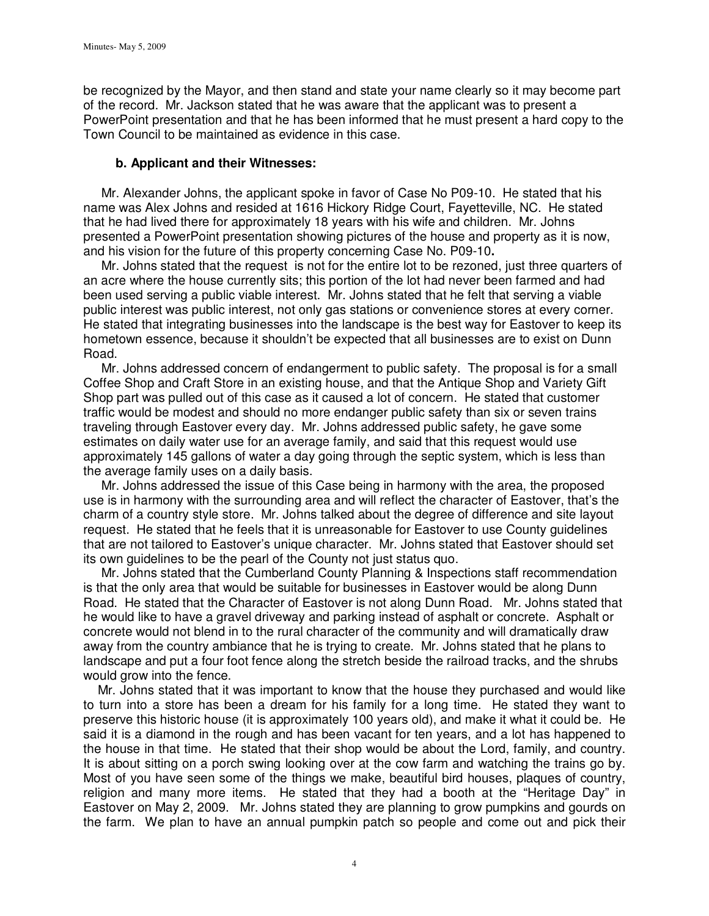be recognized by the Mayor, and then stand and state your name clearly so it may become part of the record. Mr. Jackson stated that he was aware that the applicant was to present a PowerPoint presentation and that he has been informed that he must present a hard copy to the Town Council to be maintained as evidence in this case.

### b. Applicant and their Witnesses:

Mr. Alexander Johns, the applicant spoke in favor of Case No P09-10. He stated that his name was Alex Johns and resided at 1616 Hickory Ridge Court, Fayetteville, NC. He stated that he had lived there for approximately 18 years with his wife and children. Mr. Johns presented a PowerPoint presentation showing pictures of the house and property as it is now, and his vision for the future of this property concerning Case No. P09-10**.**

Mr. Johns stated that the request is not for the entire lot to be rezoned, just three quarters of an acre where the house currently sits; this portion of the lot had never been farmed and had been used serving a public viable interest. Mr. Johns stated that he felt that serving a viable public interest was public interest, not only gas stations or convenience stores at every corner. He stated that integrating businesses into the landscape is the best way for Eastover to keep its hometown essence, because it shouldn't be expected that all businesses are to exist on Dunn Road.

Mr. Johns addressed concern of endangerment to public safety. The proposal is for a small Coffee Shop and Craft Store in an existing house, and that the Antique Shop and Variety Gift Shop part was pulled out of this case as it caused a lot of concern. He stated that customer traffic would be modest and should no more endanger public safety than six or seven trains traveling through Eastover every day. Mr. Johns addressed public safety, he gave some estimates on daily water use for an average family, and said that this request would use approximately 145 gallons of water a day going through the septic system, which is less than the average family uses on a daily basis.

Mr. Johns addressed the issue of this Case being in harmony with the area, the proposed use is in harmony with the surrounding area and will reflect the character of Eastover, that's the charm of a country style store. Mr. Johns talked about the degree of difference and site layout request. He stated that he feels that it is unreasonable for Eastover to use County guidelines that are not tailored to Eastover's unique character. Mr. Johns stated that Eastover should set its own guidelines to be the pearl of the County not just status quo.

Mr. Johns stated that the Cumberland County Planning & Inspections staff recommendation is that the only area that would be suitable for businesses in Eastover would be along Dunn Road. He stated that the Character of Eastover is not along Dunn Road. Mr. Johns stated that he would like to have a gravel driveway and parking instead of asphalt or concrete. Asphalt or concrete would not blend in to the rural character of the community and will dramatically draw away from the country ambiance that he is trying to create. Mr. Johns stated that he plans to landscape and put a four foot fence along the stretch beside the railroad tracks, and the shrubs would grow into the fence.

Mr. Johns stated that it was important to know that the house they purchased and would like to turn into a store has been a dream for his family for a long time. He stated they want to preserve this historic house (it is approximately 100 years old), and make it what it could be. He said it is a diamond in the rough and has been vacant for ten years, and a lot has happened to the house in that time. He stated that their shop would be about the Lord, family, and country. It is about sitting on a porch swing looking over at the cow farm and watching the trains go by. Most of you have seen some of the things we make, beautiful bird houses, plaques of country, religion and many more items. He stated that they had a booth at the "Heritage Day" in Eastover on May 2, 2009. Mr. Johns stated they are planning to grow pumpkins and gourds on the farm. We plan to have an annual pumpkin patch so people and come out and pick their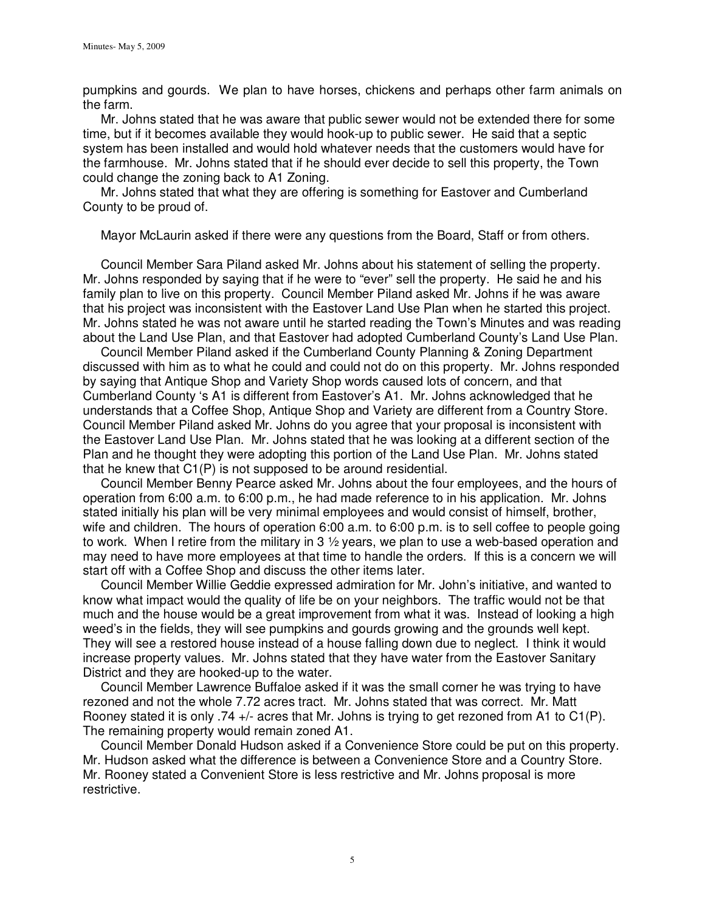pumpkins and gourds. We plan to have horses, chickens and perhaps other farm animals on the farm.

Mr. Johns stated that he was aware that public sewer would not be extended there for some time, but if it becomes available they would hook-up to public sewer. He said that a septic system has been installed and would hold whatever needs that the customers would have for the farmhouse. Mr. Johns stated that if he should ever decide to sell this property, the Town could change the zoning back to A1 Zoning.

Mr. Johns stated that what they are offering is something for Eastover and Cumberland County to be proud of.

Mayor McLaurin asked if there were any questions from the Board, Staff or from others.

Council Member Sara Piland asked Mr. Johns about his statement of selling the property. Mr. Johns responded by saying that if he were to "ever" sell the property. He said he and his family plan to live on this property. Council Member Piland asked Mr. Johns if he was aware that his project was inconsistent with the Eastover Land Use Plan when he started this project. Mr. Johns stated he was not aware until he started reading the Town's Minutes and was reading about the Land Use Plan, and that Eastover had adopted Cumberland County's Land Use Plan.

Council Member Piland asked if the Cumberland County Planning & Zoning Department discussed with him as to what he could and could not do on this property. Mr. Johns responded by saying that Antique Shop and Variety Shop words caused lots of concern, and that Cumberland County 's A1 is different from Eastover's A1. Mr. Johns acknowledged that he understands that a Coffee Shop, Antique Shop and Variety are different from a Country Store. Council Member Piland asked Mr. Johns do you agree that your proposal is inconsistent with the Eastover Land Use Plan. Mr. Johns stated that he was looking at a different section of the Plan and he thought they were adopting this portion of the Land Use Plan. Mr. Johns stated that he knew that C1(P) is not supposed to be around residential.

Council Member Benny Pearce asked Mr. Johns about the four employees, and the hours of operation from 6:00 a.m. to 6:00 p.m., he had made reference to in his application. Mr. Johns stated initially his plan will be very minimal employees and would consist of himself, brother, wife and children. The hours of operation 6:00 a.m. to 6:00 p.m. is to sell coffee to people going to work. When I retire from the military in 3 ½ years, we plan to use a web-based operation and may need to have more employees at that time to handle the orders. If this is a concern we will start off with a Coffee Shop and discuss the other items later.

Council Member Willie Geddie expressed admiration for Mr. John's initiative, and wanted to know what impact would the quality of life be on your neighbors. The traffic would not be that much and the house would be a great improvement from what it was. Instead of looking a high weed's in the fields, they will see pumpkins and gourds growing and the grounds well kept. They will see a restored house instead of a house falling down due to neglect. I think it would increase property values. Mr. Johns stated that they have water from the Eastover Sanitary District and they are hooked-up to the water.

Council Member Lawrence Buffaloe asked if it was the small corner he was trying to have rezoned and not the whole 7.72 acres tract. Mr. Johns stated that was correct. Mr. Matt Rooney stated it is only .74 +/- acres that Mr. Johns is trying to get rezoned from A1 to C1(P). The remaining property would remain zoned A1.

Council Member Donald Hudson asked if a Convenience Store could be put on this property. Mr. Hudson asked what the difference is between a Convenience Store and a Country Store. Mr. Rooney stated a Convenient Store is less restrictive and Mr. Johns proposal is more restrictive.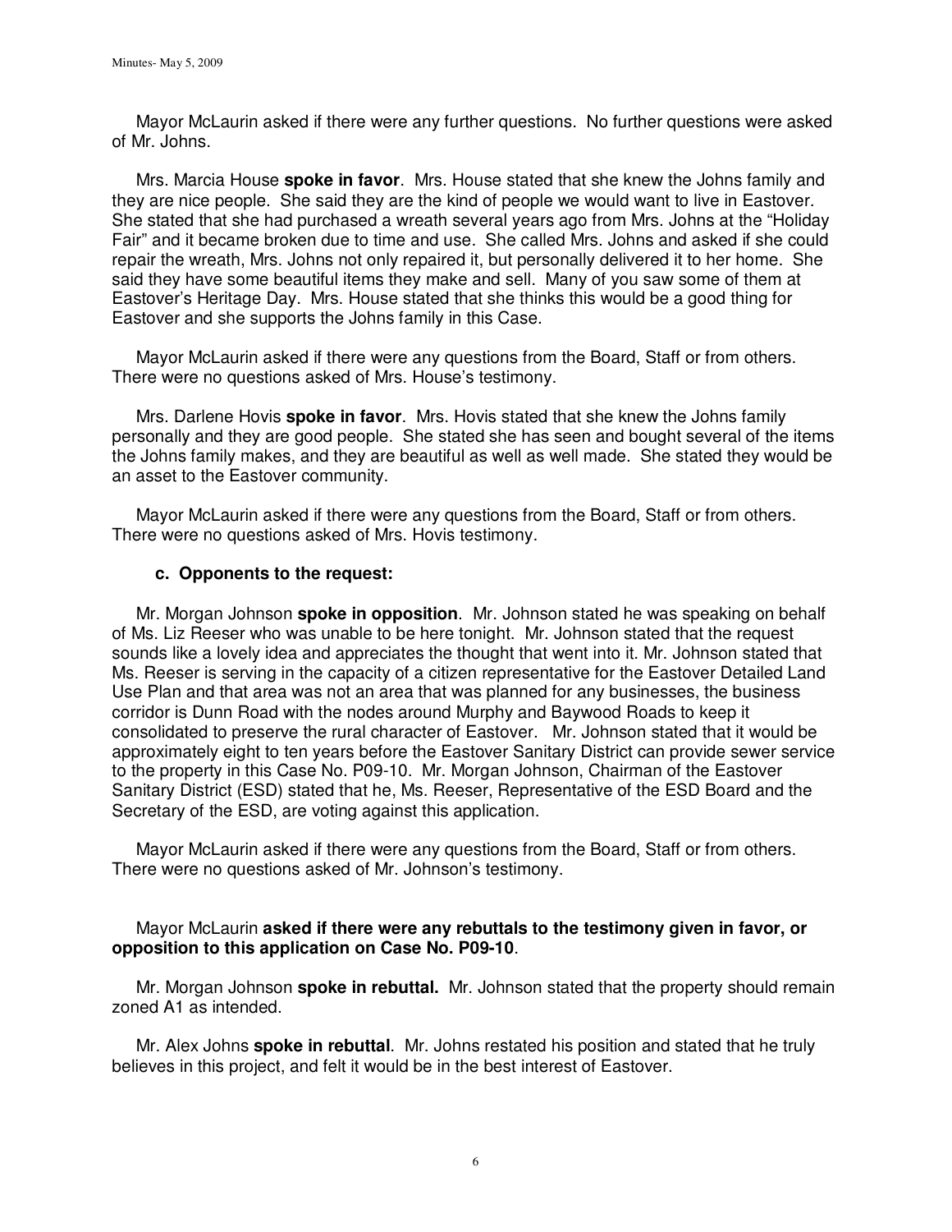Mayor McLaurin asked if there were any further questions. No further questions were asked of Mr. Johns.

Mrs. Marcia House **spoke in favor**. Mrs. House stated that she knew the Johns family and they are nice people. She said they are the kind of people we would want to live in Eastover. She stated that she had purchased a wreath several years ago from Mrs. Johns at the "Holiday Fair" and it became broken due to time and use. She called Mrs. Johns and asked if she could repair the wreath, Mrs. Johns not only repaired it, but personally delivered it to her home. She said they have some beautiful items they make and sell. Many of you saw some of them at Eastover's Heritage Day. Mrs. House stated that she thinks this would be a good thing for Eastover and she supports the Johns family in this Case.

Mayor McLaurin asked if there were any questions from the Board, Staff or from others. There were no questions asked of Mrs. House's testimony.

Mrs. Darlene Hovis **spoke in favor**. Mrs. Hovis stated that she knew the Johns family personally and they are good people. She stated she has seen and bought several of the items the Johns family makes, and they are beautiful as well as well made. She stated they would be an asset to the Eastover community.

Mayor McLaurin asked if there were any questions from the Board, Staff or from others. There were no questions asked of Mrs. Hovis testimony.

**c. Opponents to the request:**

Mr. Morgan Johnson **spoke in opposition**. Mr. Johnson stated he was speaking on behalf of Ms. Liz Reeser who was unable to be here tonight. Mr. Johnson stated that the request sounds like a lovely idea and appreciates the thought that went into it. Mr. Johnson stated that Ms. Reeser is serving in the capacity of a citizen representative for the Eastover Detailed Land Use Plan and that area was not an area that was planned for any businesses, the business corridor is Dunn Road with the nodes around Murphy and Baywood Roads to keep it consolidated to preserve the rural character of Eastover. Mr. Johnson stated that it would be approximately eight to ten years before the Eastover Sanitary District can provide sewer service to the property in this Case No. P09-10. Mr. Morgan Johnson, Chairman of the Eastover Sanitary District (ESD) stated that he, Ms. Reeser, Representative of the ESD Board and the Secretary of the ESD, are voting against this application.

Mayor McLaurin asked if there were any questions from the Board, Staff or from others. There were no questions asked of Mr. Johnson's testimony.

Mayor McLaurin **asked if there were any rebuttals to the testimony given in favor, or opposition to this application on Case No. P09-10**.

Mr. Morgan Johnson **spoke in rebuttal.** Mr. Johnson stated that the property should remain zoned A1 as intended.

Mr. Alex Johns **spoke in rebuttal**. Mr. Johns restated his position and stated that he truly believes in this project, and felt it would be in the best interest of Eastover.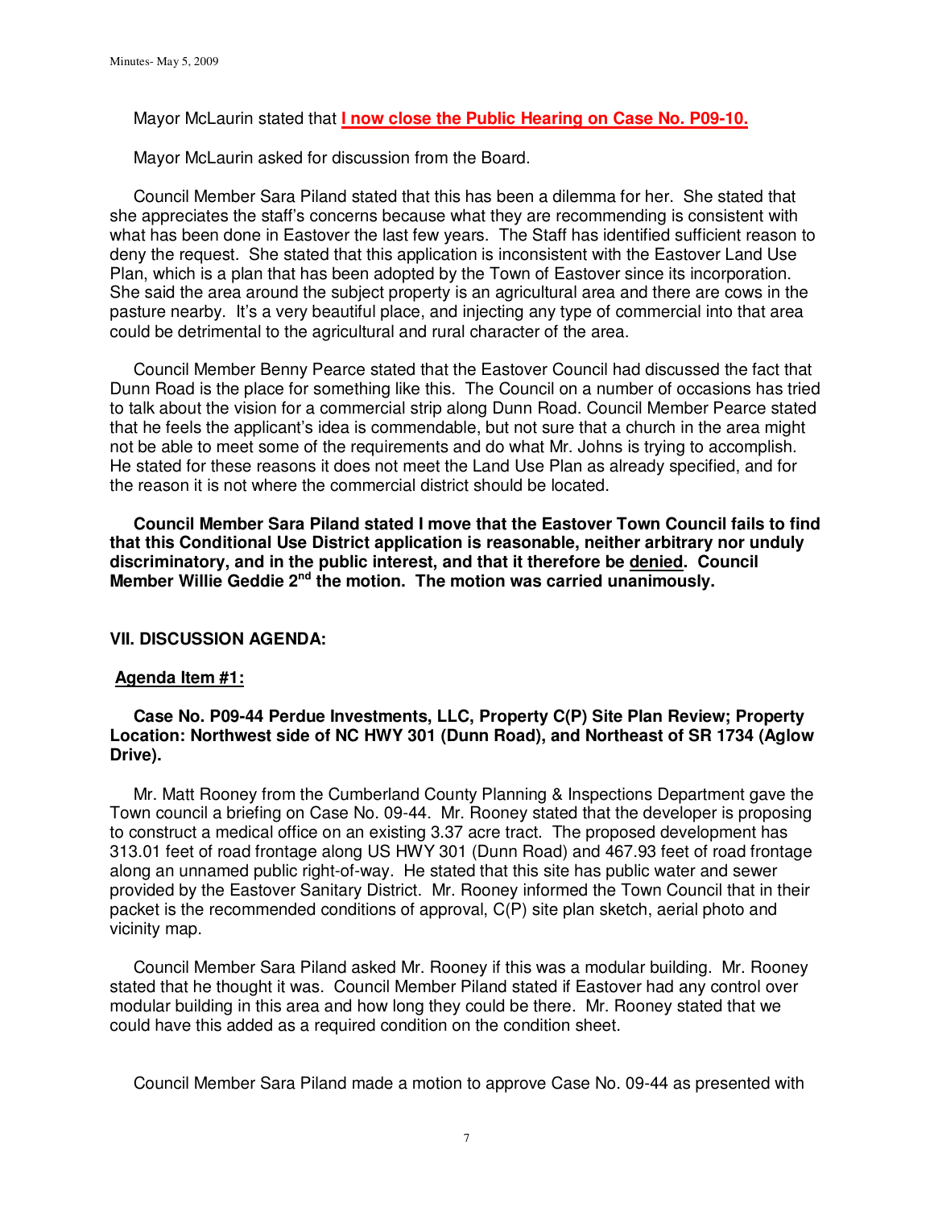Mayor McLaurin stated that **I now close the Public Hearing on Case No. P09-10.**

Mayor McLaurin asked for discussion from the Board.

Council Member Sara Piland stated that this has been a dilemma for her. She stated that she appreciates the staff's concerns because what they are recommending is consistent with what has been done in Eastover the last few years. The Staff has identified sufficient reason to deny the request. She stated that this application is inconsistent with the Eastover Land Use Plan, which is a plan that has been adopted by the Town of Eastover since its incorporation. She said the area around the subject property is an agricultural area and there are cows in the pasture nearby. It's a very beautiful place, and injecting any type of commercial into that area could be detrimental to the agricultural and rural character of the area.

Council Member Benny Pearce stated that the Eastover Council had discussed the fact that Dunn Road is the place for something like this. The Council on a number of occasions has tried to talk about the vision for a commercial strip along Dunn Road. Council Member Pearce stated that he feels the applicant's idea is commendable, but not sure that a church in the area might not be able to meet some of the requirements and do what Mr. Johns is trying to accomplish. He stated for these reasons it does not meet the Land Use Plan as already specified, and for the reason it is not where the commercial district should be located.

**Council Member Sara Piland stated I move that the Eastover Town Council fails to find that this Conditional Use District application is reasonable, neither arbitrary nor unduly discriminatory, and in the public interest, and that it therefore be denied. Council Member Willie Geddie 2nd the motion. The motion was carried unanimously.**

## VII. DISCUSSION AGENDA:

### Agenda Item #1:

**Case No. P09-44 Perdue Investments, LLC, Property C(P) Site Plan Review; Property Location: Northwest side of NC HWY 301 (Dunn Road), and Northeast of SR 1734 (Aglow Drive).**

Mr. Matt Rooney from the Cumberland County Planning & Inspections Department gave the Town council a briefing on Case No. 09-44. Mr. Rooney stated that the developer is proposing to construct a medical office on an existing 3.37 acre tract. The proposed development has 313.01 feet of road frontage along US HWY 301 (Dunn Road) and 467.93 feet of road frontage along an unnamed public right-of-way. He stated that this site has public water and sewer provided by the Eastover Sanitary District. Mr. Rooney informed the Town Council that in their packet is the recommended conditions of approval, C(P) site plan sketch, aerial photo and vicinity map.

Council Member Sara Piland asked Mr. Rooney if this was a modular building. Mr. Rooney stated that he thought it was. Council Member Piland stated if Eastover had any control over modular building in this area and how long they could be there. Mr. Rooney stated that we could have this added as a required condition on the condition sheet.

Council Member Sara Piland made a motion to approve Case No. 09-44 as presented with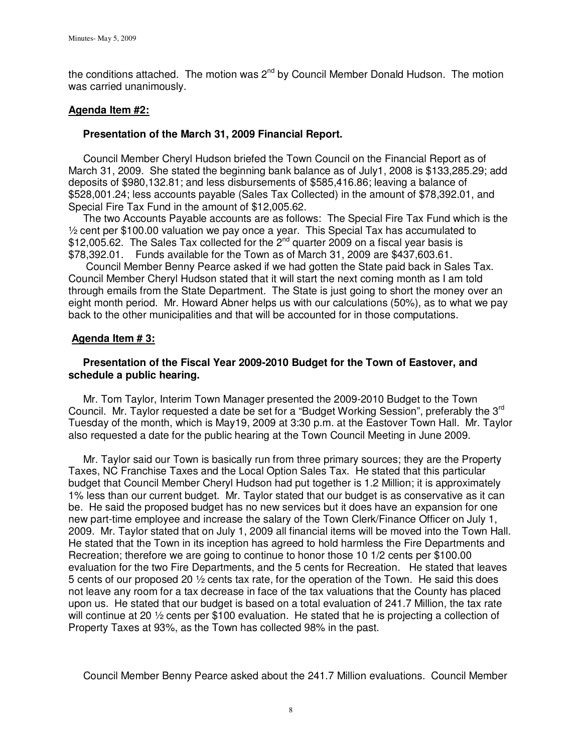the conditions attached. The motion was 2nd by Council Member Donald Hudson. The motion was carried unanimously.

**Agenda Item #2:**

**Presentation of the March 31, 2009 Financial Report.**

Council Member Cheryl Hudson briefed the Town Council on the Financial Report as of March 31, 2009. She stated the beginning bank balance as of July1, 2008 is $133,285.29; add deposits of $980,132.81; and less disbursements of $585,416.86; leaving a balance of $528,001.24; less accounts payable (Sales Tax Collected) in the amount of $78,392.01, and Special Fire Tax Fund in the amount of $12,005.62.

The two Accounts Payable accounts are as follows: The Special Fire Tax Fund which is the ½ cent per $100.00 valuation we pay once a year. This Special Tax has accumulated to $12,005.62. The Sales Tax collected for the 2nd quarter 2009 on a fiscal year basis is $78,392.01. Funds available for the Town as of March 31, 2009 are $437,603.61.

Council Member Benny Pearce asked if we had gotten the State paid back in Sales Tax. Council Member Cheryl Hudson stated that it will start the next coming month as I am told through emails from the State Department. The State is just going to short the money over an eight month period. Mr. Howard Abner helps us with our calculations (50%), as to what we pay back to the other municipalities and that will be accounted for in those computations.

**Agenda Item # 3:**

**Presentation of the Fiscal Year 2009-2010 Budget for the Town of Eastover, and schedule a public hearing.**

Mr. Tom Taylor, Interim Town Manager presented the 2009-2010 Budget to the Town Council. Mr. Taylor requested a date be set for a "Budget Working Session", preferably the 3rd Tuesday of the month, which is May19, 2009 at 3:30 p.m. at the Eastover Town Hall. Mr. Taylor also requested a date for the public hearing at the Town Council Meeting in June 2009.

Mr. Taylor said our Town is basically run from three primary sources; they are the Property Taxes, NC Franchise Taxes and the Local Option Sales Tax. He stated that this particular budget that Council Member Cheryl Hudson had put together is 1.2 Million; it is approximately 1% less than our current budget. Mr. Taylor stated that our budget is as conservative as it can be. He said the proposed budget has no new services but it does have an expansion for one new part-time employee and increase the salary of the Town Clerk/Finance Officer on July 1, 2009. Mr. Taylor stated that on July 1, 2009 all financial items will be moved into the Town Hall. He stated that the Town in its inception has agreed to hold harmless the Fire Departments and Recreation; therefore we are going to continue to honor those 10 1/2 cents per $100.00 evaluation for the two Fire Departments, and the 5 cents for Recreation. He stated that leaves 5 cents of our proposed 20 ½ cents tax rate, for the operation of the Town. He said this does not leave any room for a tax decrease in face of the tax valuations that the County has placed upon us. He stated that our budget is based on a total evaluation of 241.7 Million, the tax rate will continue at 20 ½ cents per $100 evaluation. He stated that he is projecting a collection of Property Taxes at 93%, as the Town has collected 98% in the past.

Council Member Benny Pearce asked about the 241.7 Million evaluations. Council Member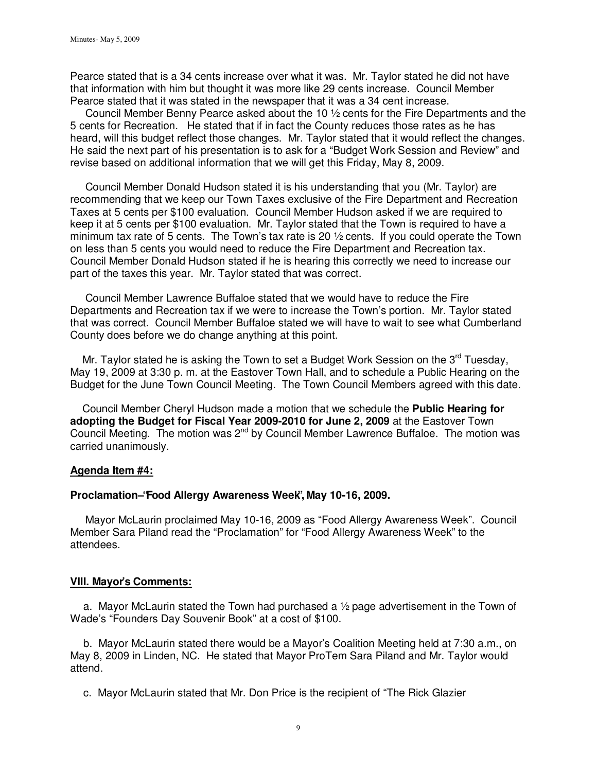Pearce stated that is a 34 cents increase over what it was. Mr. Taylor stated he did not have that information with him but thought it was more like 29 cents increase. Council Member Pearce stated that it was stated in the newspaper that it was a 34 cent increase.

Council Member Benny Pearce asked about the 10 ½ cents for the Fire Departments and the 5 cents for Recreation. He stated that if in fact the County reduces those rates as he has heard, will this budget reflect those changes. Mr. Taylor stated that it would reflect the changes. He said the next part of his presentation is to ask for a "Budget Work Session and Review" and revise based on additional information that we will get this Friday, May 8, 2009.

Council Member Donald Hudson stated it is his understanding that you (Mr. Taylor) are recommending that we keep our Town Taxes exclusive of the Fire Department and Recreation Taxes at 5 cents per $100 evaluation. Council Member Hudson asked if we are required to keep it at 5 cents per $100 evaluation. Mr. Taylor stated that the Town is required to have a minimum tax rate of 5 cents. The Town's tax rate is 20 ½ cents. If you could operate the Town on less than 5 cents you would need to reduce the Fire Department and Recreation tax. Council Member Donald Hudson stated if he is hearing this correctly we need to increase our part of the taxes this year. Mr. Taylor stated that was correct.

Council Member Lawrence Buffaloe stated that we would have to reduce the Fire Departments and Recreation tax if we were to increase the Town's portion. Mr. Taylor stated that was correct. Council Member Buffaloe stated we will have to wait to see what Cumberland County does before we do change anything at this point.

Mr. Taylor stated he is asking the Town to set a Budget Work Session on the 3rd Tuesday, May 19, 2009 at 3:30 p. m. at the Eastover Town Hall, and to schedule a Public Hearing on the Budget for the June Town Council Meeting. The Town Council Members agreed with this date.

Council Member Cheryl Hudson made a motion that we schedule the **Public Hearing for adopting the Budget for Fiscal Year 2009-2010 for June 2, 2009** at the Eastover Town Council Meeting. The motion was 2nd by Council Member Lawrence Buffaloe. The motion was carried unanimously.

**Agenda Item #4:**

**Proclamation–"Food Allergy Awareness Week", May 10-16, 2009.**

Mayor McLaurin proclaimed May 10-16, 2009 as "Food Allergy Awareness Week". Council Member Sara Piland read the "Proclamation" for "Food Allergy Awareness Week" to the attendees.

**VIII. Mayor's Comments:**

a. Mayor McLaurin stated the Town had purchased a ½ page advertisement in the Town of Wade's "Founders Day Souvenir Book" at a cost of $100.

b. Mayor McLaurin stated there would be a Mayor's Coalition Meeting held at 7:30 a.m., on May 8, 2009 in Linden, NC. He stated that Mayor ProTem Sara Piland and Mr. Taylor would attend.

c. Mayor McLaurin stated that Mr. Don Price is the recipient of "The Rick Glazier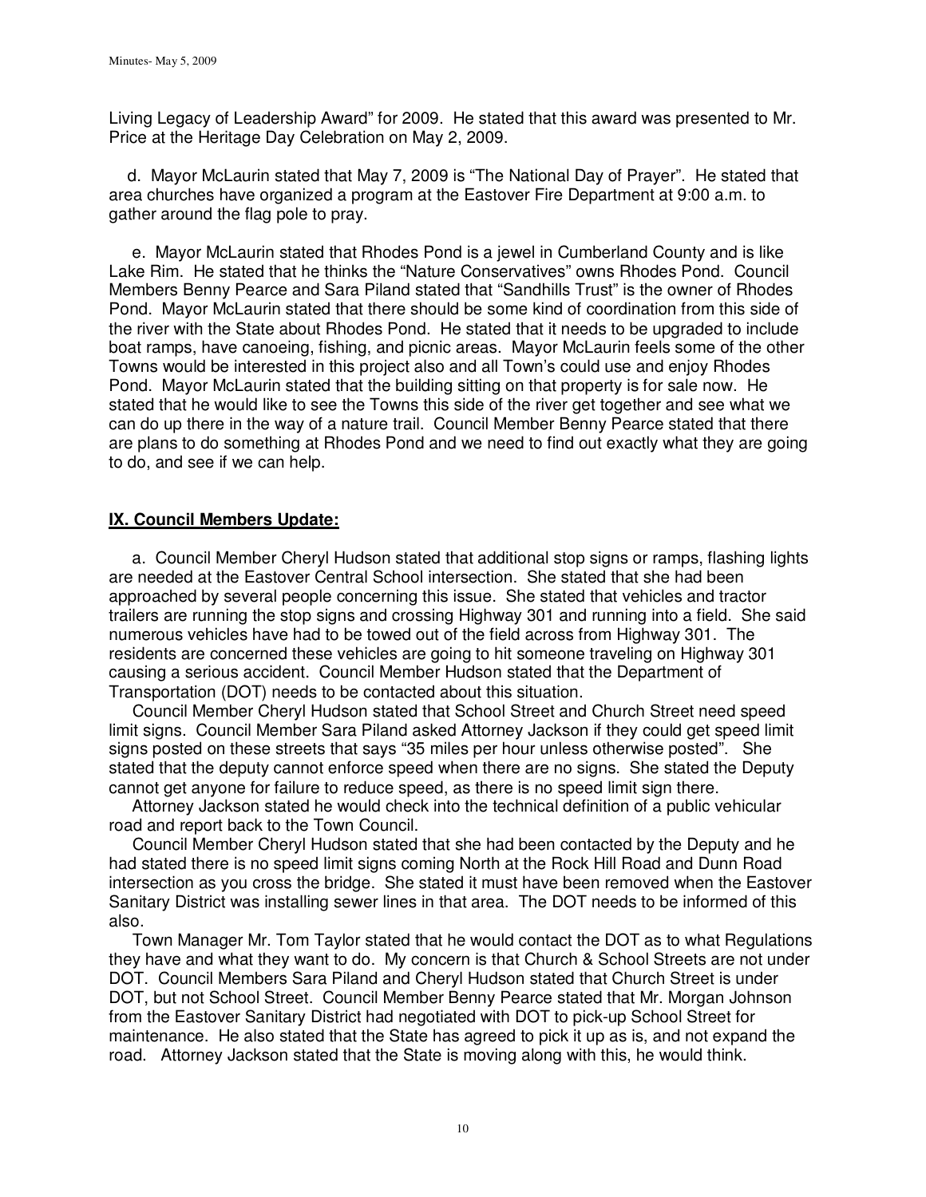Living Legacy of Leadership Award" for 2009. He stated that this award was presented to Mr. Price at the Heritage Day Celebration on May 2, 2009.

d. Mayor McLaurin stated that May 7, 2009 is "The National Day of Prayer". He stated that area churches have organized a program at the Eastover Fire Department at 9:00 a.m. to gather around the flag pole to pray.

e. Mayor McLaurin stated that Rhodes Pond is a jewel in Cumberland County and is like Lake Rim. He stated that he thinks the "Nature Conservatives" owns Rhodes Pond. Council Members Benny Pearce and Sara Piland stated that "Sandhills Trust" is the owner of Rhodes Pond. Mayor McLaurin stated that there should be some kind of coordination from this side of the river with the State about Rhodes Pond. He stated that it needs to be upgraded to include boat ramps, have canoeing, fishing, and picnic areas. Mayor McLaurin feels some of the other Towns would be interested in this project also and all Town's could use and enjoy Rhodes Pond. Mayor McLaurin stated that the building sitting on that property is for sale now. He stated that he would like to see the Towns this side of the river get together and see what we can do up there in the way of a nature trail. Council Member Benny Pearce stated that there are plans to do something at Rhodes Pond and we need to find out exactly what they are going to do, and see if we can help.

## IX. Council Members Update:

a. Council Member Cheryl Hudson stated that additional stop signs or ramps, flashing lights are needed at the Eastover Central School intersection. She stated that she had been approached by several people concerning this issue. She stated that vehicles and tractor trailers are running the stop signs and crossing Highway 301 and running into a field. She said numerous vehicles have had to be towed out of the field across from Highway 301. The residents are concerned these vehicles are going to hit someone traveling on Highway 301 causing a serious accident. Council Member Hudson stated that the Department of Transportation (DOT) needs to be contacted about this situation.

Council Member Cheryl Hudson stated that School Street and Church Street need speed limit signs. Council Member Sara Piland asked Attorney Jackson if they could get speed limit signs posted on these streets that says "35 miles per hour unless otherwise posted". She stated that the deputy cannot enforce speed when there are no signs. She stated the Deputy cannot get anyone for failure to reduce speed, as there is no speed limit sign there.

Attorney Jackson stated he would check into the technical definition of a public vehicular road and report back to the Town Council.

Council Member Cheryl Hudson stated that she had been contacted by the Deputy and he had stated there is no speed limit signs coming North at the Rock Hill Road and Dunn Road intersection as you cross the bridge. She stated it must have been removed when the Eastover Sanitary District was installing sewer lines in that area. The DOT needs to be informed of this also.

Town Manager Mr. Tom Taylor stated that he would contact the DOT as to what Regulations they have and what they want to do. My concern is that Church & School Streets are not under DOT. Council Members Sara Piland and Cheryl Hudson stated that Church Street is under DOT, but not School Street. Council Member Benny Pearce stated that Mr. Morgan Johnson from the Eastover Sanitary District had negotiated with DOT to pick-up School Street for maintenance. He also stated that the State has agreed to pick it up as is, and not expand the road. Attorney Jackson stated that the State is moving along with this, he would think.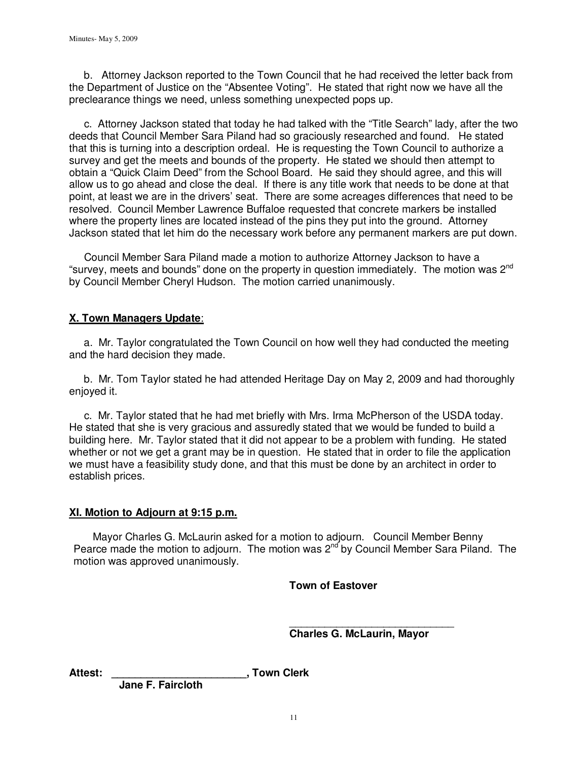b. Attorney Jackson reported to the Town Council that he had received the letter back from the Department of Justice on the "Absentee Voting". He stated that right now we have all the preclearance things we need, unless something unexpected pops up.

c. Attorney Jackson stated that today he had talked with the "Title Search" lady, after the two deeds that Council Member Sara Piland had so graciously researched and found. He stated that this is turning into a description ordeal. He is requesting the Town Council to authorize a survey and get the meets and bounds of the property. He stated we should then attempt to obtain a "Quick Claim Deed" from the School Board. He said they should agree, and this will allow us to go ahead and close the deal. If there is any title work that needs to be done at that point, at least we are in the drivers' seat. There are some acreages differences that need to be resolved. Council Member Lawrence Buffaloe requested that concrete markers be installed where the property lines are located instead of the pins they put into the ground. Attorney Jackson stated that let him do the necessary work before any permanent markers are put down.

Council Member Sara Piland made a motion to authorize Attorney Jackson to have a "survey, meets and bounds" done on the property in question immediately. The motion was 2nd by Council Member Cheryl Hudson. The motion carried unanimously.

## X. Town Managers Update:

a. Mr. Taylor congratulated the Town Council on how well they had conducted the meeting and the hard decision they made.

b. Mr. Tom Taylor stated he had attended Heritage Day on May 2, 2009 and had thoroughly enjoyed it.

c. Mr. Taylor stated that he had met briefly with Mrs. Irma McPherson of the USDA today. He stated that she is very gracious and assuredly stated that we would be funded to build a building here. Mr. Taylor stated that it did not appear to be a problem with funding. He stated whether or not we get a grant may be in question. He stated that in order to file the application we must have a feasibility study done, and that this must be done by an architect in order to establish prices.

## XI. Motion to Adjourn at 9:15 p.m.

Mayor Charles G. McLaurin asked for a motion to adjourn. Council Member Benny Pearce made the motion to adjourn. The motion was 2nd by Council Member Sara Piland. The motion was approved unanimously.

**Town of Eastover**

_____________________________
**Charles G. McLaurin, Mayor**

**Attest: _______________________, Town Clerk**
**Jane F. Faircloth**